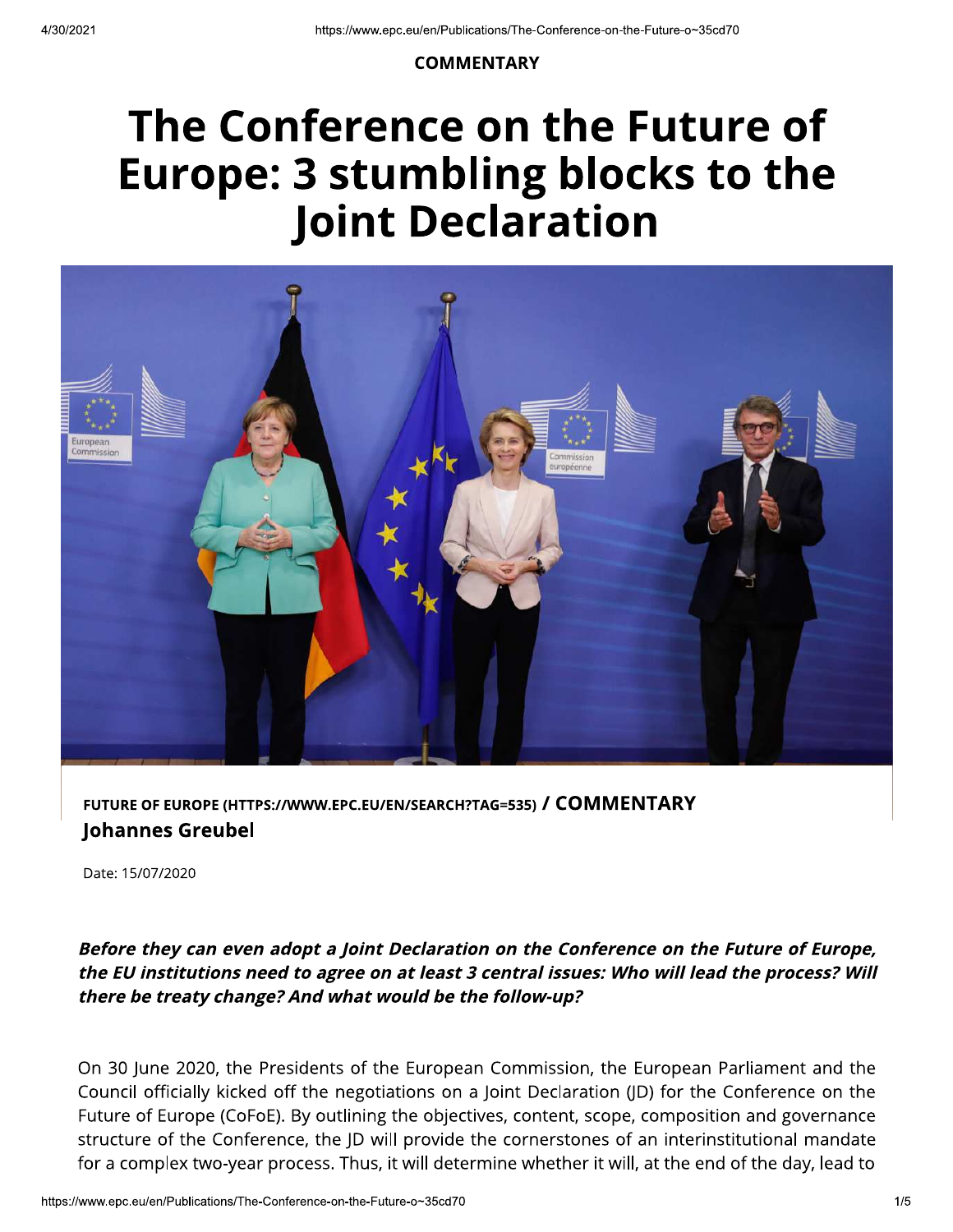**COMMENTARY**

# The Conference on the Future of Europe: 3 stumbling blocks to the Joint Declaration

**FUTURE OF EUROPE (HTTPS://WWW.EPC.EU/EN/SEARCH?TAG=535) / COMMENTARY**

**Johannes Greubel**

Date: 15/07/2020

***Before they can even adopt a Joint Declaration on the Conference on the Future of Europe, the EU institutions need to agree on at least 3 central issues: Who will lead the process? Will there be treaty change? And what would be the follow-up?***

On 30 June 2020, the Presidents of the European Commission, the European Parliament and the Council officially kicked off the negotiations on a Joint Declaration (JD) for the Conference on the Future of Europe (CoFoE). By outlining the objectives, content, scope, composition and governance structure of the Conference, the JD will provide the cornerstones of an interinstitutional mandate for a complex two-year process. Thus, it will determine whether it will, at the end of the day, lead to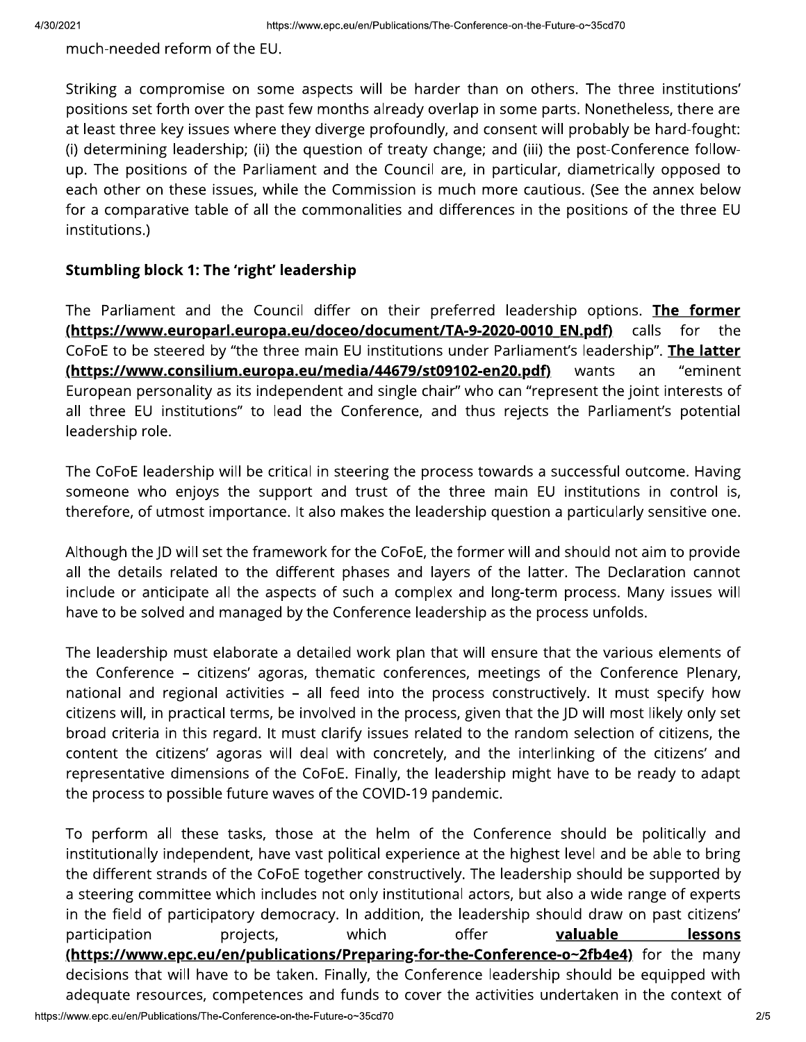much-needed reform of the EU.

Striking a compromise on some aspects will be harder than on others. The three institutions' positions set forth over the past few months already overlap in some parts. Nonetheless, there are at least three key issues where they diverge profoundly, and consent will probably be hard-fought: (i) determining leadership; (ii) the question of treaty change; and (iii) the post-Conference follow-up. The positions of the Parliament and the Council are, in particular, diametrically opposed to each other on these issues, while the Commission is much more cautious. (See the annex below for a comparative table of all the commonalities and differences in the positions of the three EU institutions.)

**Stumbling block 1: The 'right' leadership**

The Parliament and the Council differ on their preferred leadership options. **The former (https://www.europarl.europa.eu/doceo/document/TA-9-2020-0010_EN.pdf)** calls for the CoFoE to be steered by "the three main EU institutions under Parliament's leadership". **The latter (https://www.consilium.europa.eu/media/44679/st09102-en20.pdf)** wants an "eminent European personality as its independent and single chair" who can "represent the joint interests of all three EU institutions" to lead the Conference, and thus rejects the Parliament's potential leadership role.

The CoFoE leadership will be critical in steering the process towards a successful outcome. Having someone who enjoys the support and trust of the three main EU institutions in control is, therefore, of utmost importance. It also makes the leadership question a particularly sensitive one.

Although the JD will set the framework for the CoFoE, the former will and should not aim to provide all the details related to the different phases and layers of the latter. The Declaration cannot include or anticipate all the aspects of such a complex and long-term process. Many issues will have to be solved and managed by the Conference leadership as the process unfolds.

The leadership must elaborate a detailed work plan that will ensure that the various elements of the Conference – citizens' agoras, thematic conferences, meetings of the Conference Plenary, national and regional activities – all feed into the process constructively. It must specify how citizens will, in practical terms, be involved in the process, given that the JD will most likely only set broad criteria in this regard. It must clarify issues related to the random selection of citizens, the content the citizens' agoras will deal with concretely, and the interlinking of the citizens' and representative dimensions of the CoFoE. Finally, the leadership might have to be ready to adapt the process to possible future waves of the COVID-19 pandemic.

To perform all these tasks, those at the helm of the Conference should be politically and institutionally independent, have vast political experience at the highest level and be able to bring the different strands of the CoFoE together constructively. The leadership should be supported by a steering committee which includes not only institutional actors, but also a wide range of experts in the field of participatory democracy. In addition, the leadership should draw on past citizens' participation projects, which offer **valuable lessons (https://www.epc.eu/en/publications/Preparing-for-the-Conference-o~2fb4e4)** for the many decisions that will have to be taken. Finally, the Conference leadership should be equipped with adequate resources, competences and funds to cover the activities undertaken in the context of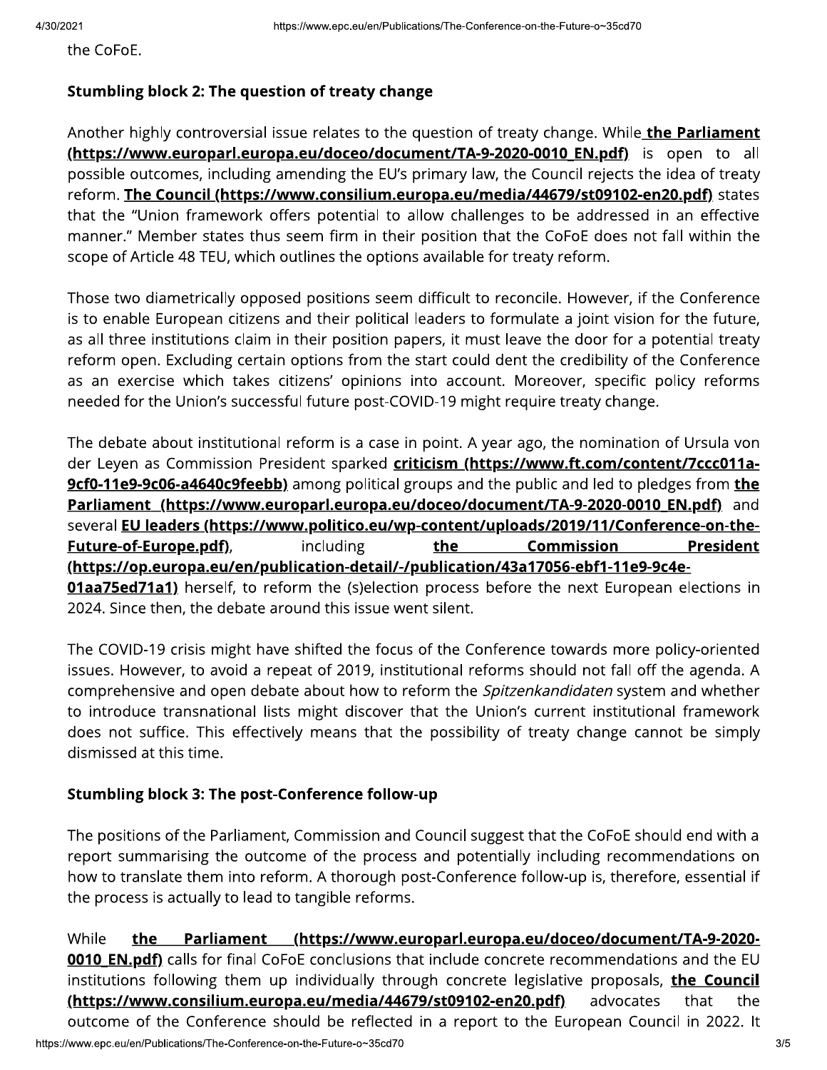the CoFoE.

### Stumbling block 2: The question of treaty change

Another highly controversial issue relates to the question of treaty change. While **the Parliament (https://www.europarl.europa.eu/doceo/document/TA-9-2020-0010_EN.pdf)** is open to all possible outcomes, including amending the EU's primary law, the Council rejects the idea of treaty reform. **The Council (https://www.consilium.europa.eu/media/44679/st09102-en20.pdf)** states that the "Union framework offers potential to allow challenges to be addressed in an effective manner." Member states thus seem firm in their position that the CoFoE does not fall within the scope of Article 48 TEU, which outlines the options available for treaty reform.

Those two diametrically opposed positions seem difficult to reconcile. However, if the Conference is to enable European citizens and their political leaders to formulate a joint vision for the future, as all three institutions claim in their position papers, it must leave the door for a potential treaty reform open. Excluding certain options from the start could dent the credibility of the Conference as an exercise which takes citizens' opinions into account. Moreover, specific policy reforms needed for the Union's successful future post-COVID-19 might require treaty change.

The debate about institutional reform is a case in point. A year ago, the nomination of Ursula von der Leyen as Commission President sparked **criticism (https://www.ft.com/content/7ccc011a-9cf0-11e9-9c06-a4640c9feebb)** among political groups and the public and led to pledges from **the Parliament (https://www.europarl.europa.eu/doceo/document/TA-9-2020-0010_EN.pdf)** and several **EU leaders (https://www.politico.eu/wp-content/uploads/2019/11/Conference-on-the-Future-of-Europe.pdf)**, including **the Commission President (https://op.europa.eu/en/publication-detail/-/publication/43a17056-ebf1-11e9-9c4e-01aa75ed71a1)** herself, to reform the (s)election process before the next European elections in 2024. Since then, the debate around this issue went silent.

The COVID-19 crisis might have shifted the focus of the Conference towards more policy-oriented issues. However, to avoid a repeat of 2019, institutional reforms should not fall off the agenda. A comprehensive and open debate about how to reform the *Spitzenkandidaten* system and whether to introduce transnational lists might discover that the Union's current institutional framework does not suffice. This effectively means that the possibility of treaty change cannot be simply dismissed at this time.

### Stumbling block 3: The post-Conference follow-up

The positions of the Parliament, Commission and Council suggest that the CoFoE should end with a report summarising the outcome of the process and potentially including recommendations on how to translate them into reform. A thorough post-Conference follow-up is, therefore, essential if the process is actually to lead to tangible reforms.

While **the Parliament (https://www.europarl.europa.eu/doceo/document/TA-9-2020-0010_EN.pdf)** calls for final CoFoE conclusions that include concrete recommendations and the EU institutions following them up individually through concrete legislative proposals, **the Council (https://www.consilium.europa.eu/media/44679/st09102-en20.pdf)** advocates that the outcome of the Conference should be reflected in a report to the European Council in 2022. It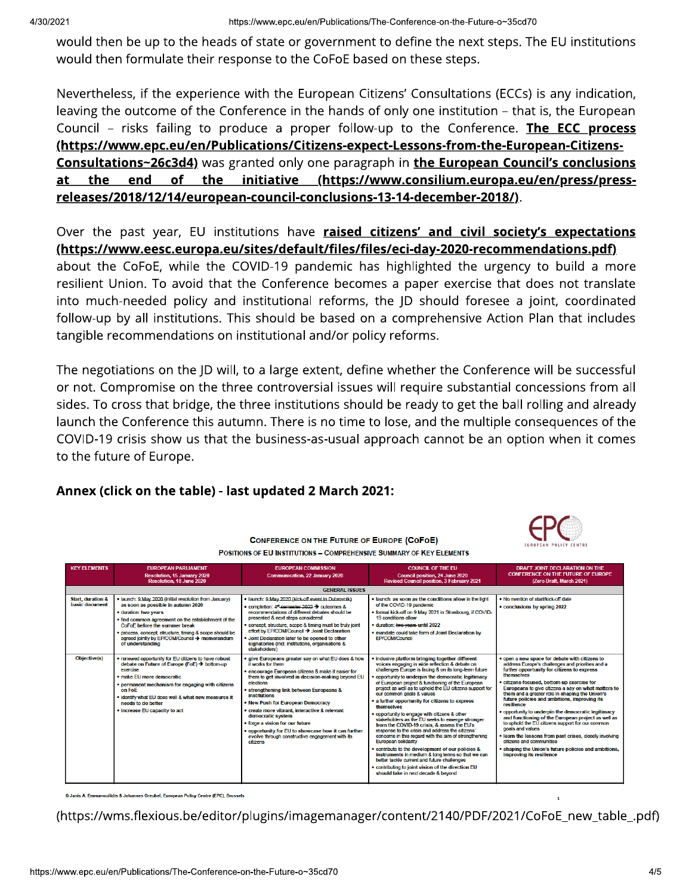would then be up to the heads of state or government to define the next steps. The EU institutions would then formulate their response to the CoFoE based on these steps.

Nevertheless, if the experience with the European Citizens' Consultations (ECCs) is any indication, leaving the outcome of the Conference in the hands of only one institution – that is, the European Council – risks failing to produce a proper follow-up to the Conference. **The ECC process (https://www.epc.eu/en/Publications/Citizens-expect-Lessons-from-the-European-Citizens-Consultations~26c3d4)** was granted only one paragraph in **the European Council's conclusions at the end of the initiative (https://www.consilium.europa.eu/en/press/press-releases/2018/12/14/european-council-conclusions-13-14-december-2018/)**.

Over the past year, EU institutions have **raised citizens' and civil society's expectations (https://www.eesc.europa.eu/sites/default/files/files/eci-day-2020-recommendations.pdf)** about the CoFoE, while the COVID-19 pandemic has highlighted the urgency to build a more resilient Union. To avoid that the Conference becomes a paper exercise that does not translate into much-needed policy and institutional reforms, the JD should foresee a joint, coordinated follow-up by all institutions. This should be based on a comprehensive Action Plan that includes tangible recommendations on institutional and/or policy reforms.

The negotiations on the JD will, to a large extent, define whether the Conference will be successful or not. Compromise on the three controversial issues will require substantial concessions from all sides. To cross that bridge, the three institutions should be ready to get the ball rolling and already launch the Conference this autumn. There is no time to lose, and the multiple consequences of the COVID-19 crisis show us that the business-as-usual approach cannot be an option when it comes to the future of Europe.

## Annex (click on the table) - last updated 2 March 2021:

**CONFERENCE ON THE FUTURE OF EUROPE (COFOE)**

**POSITIONS OF EU INSTITUTIONS – COMPREHENSIVE SUMMARY OF KEY ELEMENTS**

| KEY ELEMENTS | EUROPEAN PARLIAMENT<br>Resolution, 15 January 2020<br>Resolution, 18 June 2020 | EUROPEAN COMMISSION<br>Communication, 22 January 2020 | COUNCIL OF THE EU<br>Council position, 24 June 2020<br>Revised Council position, 3 February 2021 | DRAFT JOINT DECLARATION ON THE CONFERENCE ON THE FUTURE OF EUROPE<br>(Zero Draft, March 2021) |
|---|---|---|---|---|
| **GENERAL ISSUES** | | | | |
| Start, duration & basic document | • launch: 9 May 2020 (initial resolution from January) as soon as possible in autumn 2020<br>• duration: two years<br>• find common agreement on the establishment of the CoFoE before the summer break<br>• process, concept, structure, timing & scope should be agreed jointly by EP/COM/Council → memorandum of understanding | • launch: ~~9 May 2020 (kick-off event in Dubrovnik)~~<br>• completion: ~~1st semester 2022~~ → outcomes & recommendations of different debates should be presented & next steps considered<br>• concept, structure, scope & timing must be truly joint effort by EP/COM/Council → Joint Declaration<br>• Joint Declaration later to be opened to other signatories (incl. institutions, organisations & stakeholders) | • launch: as soon as the conditions allow in the light of the COVID-19 pandemic<br>• formal kick-off on 9 May 2021 in Strasbourg, if COVID-19 conditions allow<br>• duration: ~~two years~~ until 2022<br>• mandate: could take form of Joint Declaration by EP/COM/Council | • No mention of start/kick-off date<br>• conclusions by spring 2022 |
| Objective(s) | • renewed opportunity for EU citizens to have robust debate on Future of Europe (FoE) → bottom-up exercise<br>• make EU more democratic<br>• permanent mechanism for engaging with citizens on FoE<br>• identify what EU does well & what new measures it needs to do better<br>• increase EU capacity to act | • give Europeans greater say on what EU does & how it works for them<br>• encourage European citizens & make it easier for them to get involved in decision-making beyond EU elections<br>• strengthening link between Europeans & institutions<br>• New Push for European Democracy<br>• create more vibrant, interactive & relevant democratic system<br>• forge a vision for our future<br>• opportunity for EU to showcase how it can further evolve through constructive engagement with its citizens | • inclusive platform bringing together different voices engaging in wide reflection & debate on challenges Europe is facing & on its long-term future<br>• opportunity to underpin the democratic legitimacy of European project & functioning of the European project as well as to uphold the EU citizens support for our common goals & values<br>• a further opportunity for citizens to express themselves<br>• opportunity to engage with citizens & other stakeholders as the EU seeks to emerge stronger from the COVID-19 crisis, & assess the EU's response to the crisis and address the citizens' concerns in this regard with the aim of strengthening European solidarity<br>• contribute to the development of our policies & instruments in medium & long terms so that we can better tackle current and future challenges<br>• contributing to joint vision of the direction EU should take in next decade & beyond | • open a new space for debate with citizens to address Europe's challenges and priorities and a further opportunity for citizens to express themselves<br>• citizens-focused, bottom-up exercise for Europeans to give citizens a say on what matters to them and a greater role in shaping the Union's future policies and ambitions, improving its resilience<br>• opportunity to underpin the democratic legitimacy and functioning of the European project as well as to uphold the EU citizens support for our common goals and values<br>• learn the lessons from past crises, closely involving citizens and communities<br>• shaping the Union's future policies and ambitions, improving its resilience |

©Janis A. Emmanouilidis & Johannes Greubel, European Policy Centre (EPC), Brussels

(https://wms.flexious.be/editor/plugins/imagemanager/content/2140/PDF/2021/CoFoE_new_table_.pdf)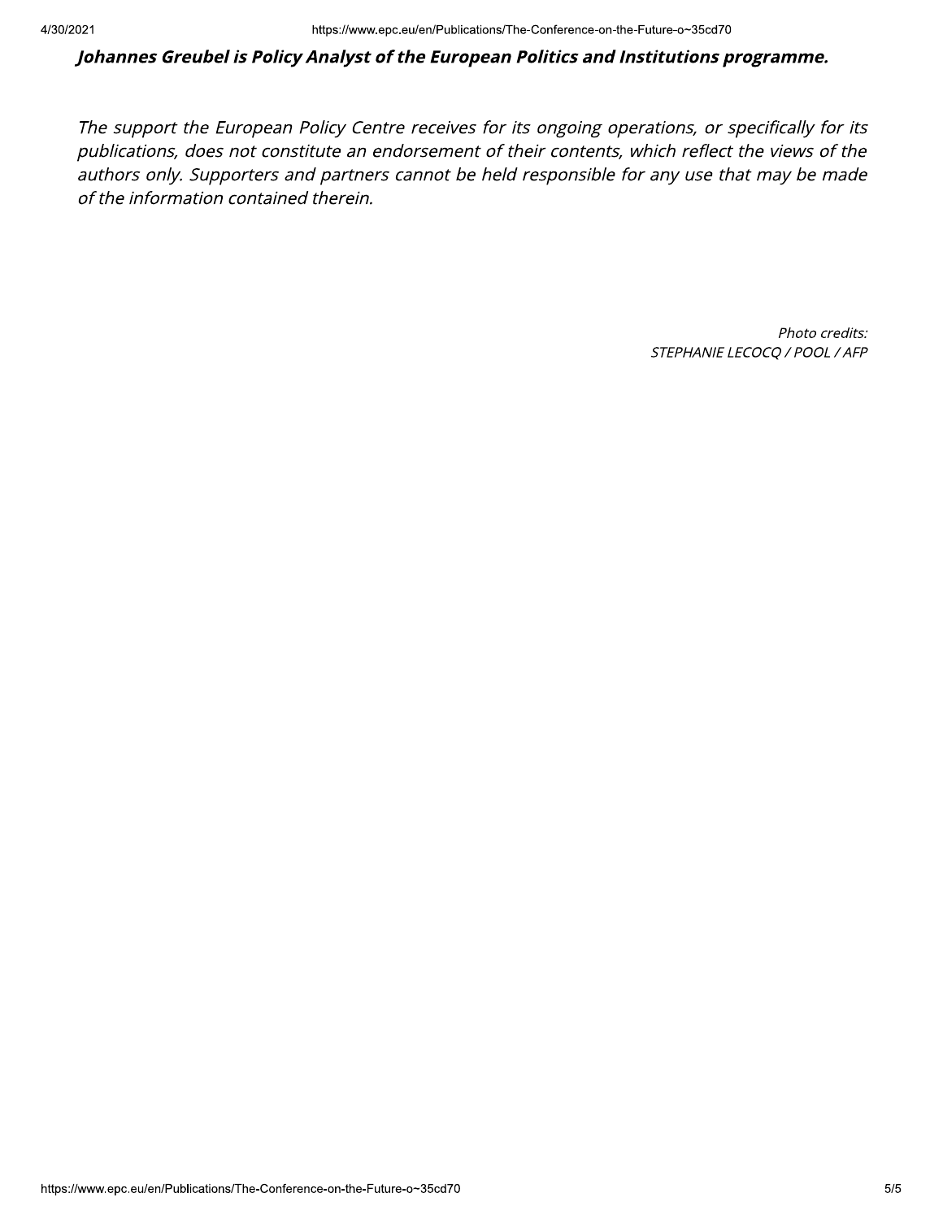***Johannes Greubel is Policy Analyst of the European Politics and Institutions programme.***

*The support the European Policy Centre receives for its ongoing operations, or specifically for its publications, does not constitute an endorsement of their contents, which reflect the views of the authors only. Supporters and partners cannot be held responsible for any use that may be made of the information contained therein.*

*Photo credits:*
*STEPHANIE LECOCQ / POOL / AFP*